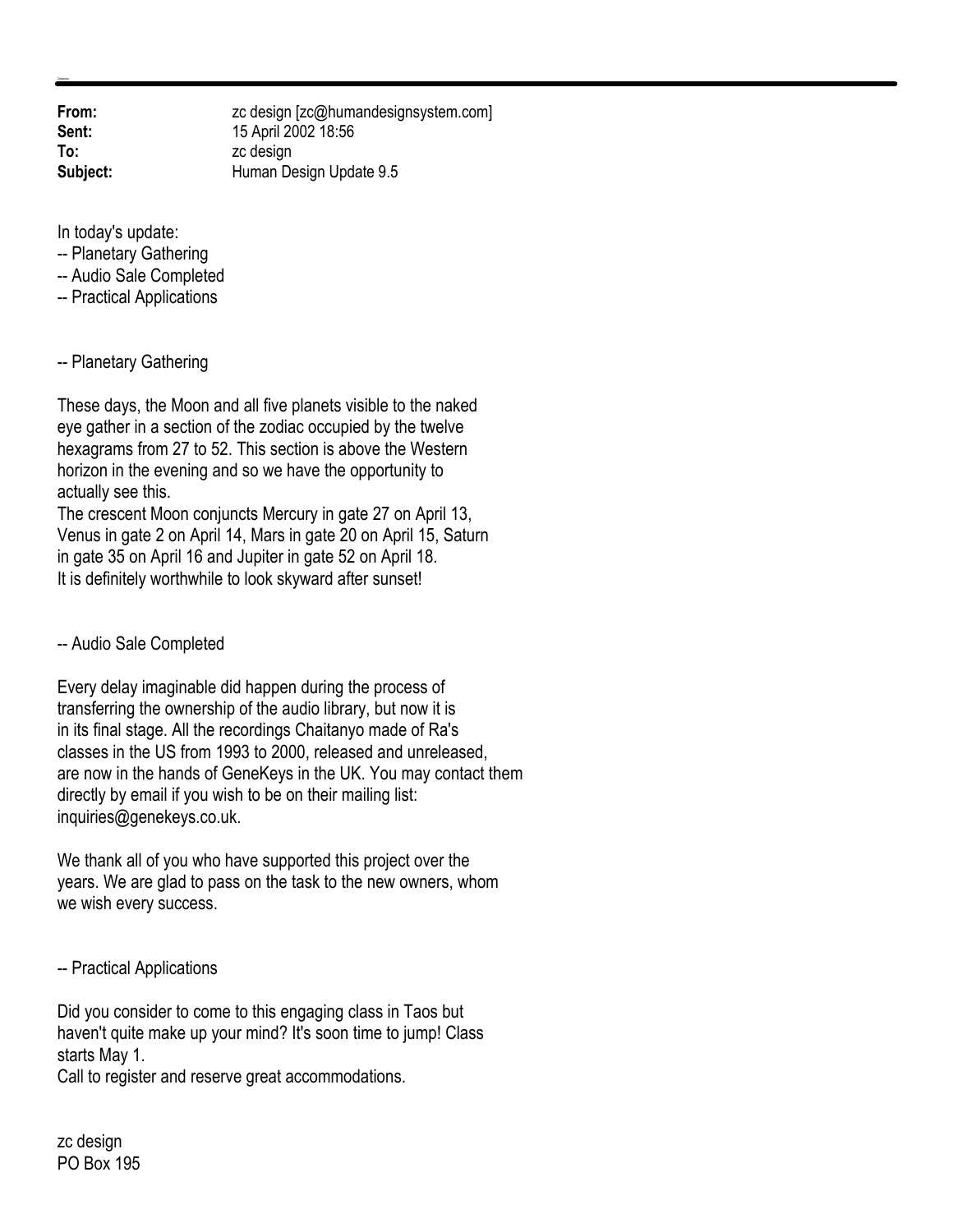**From:** zc design [zc@humandesignsystem.com]
**Sent:** 15 April 2002 18:56
**To:** zc design
**Subject:** Human Design Update 9.5

In today's update:
-- Planetary Gathering
-- Audio Sale Completed
-- Practical Applications

-- Planetary Gathering

These days, the Moon and all five planets visible to the naked eye gather in a section of the zodiac occupied by the twelve hexagrams from 27 to 52. This section is above the Western horizon in the evening and so we have the opportunity to actually see this.
The crescent Moon conjuncts Mercury in gate 27 on April 13, Venus in gate 2 on April 14, Mars in gate 20 on April 15, Saturn in gate 35 on April 16 and Jupiter in gate 52 on April 18.
It is definitely worthwhile to look skyward after sunset!

-- Audio Sale Completed

Every delay imaginable did happen during the process of transferring the ownership of the audio library, but now it is in its final stage. All the recordings Chaitanyo made of Ra's classes in the US from 1993 to 2000, released and unreleased, are now in the hands of GeneKeys in the UK. You may contact them directly by email if you wish to be on their mailing list: inquiries@genekeys.co.uk.

We thank all of you who have supported this project over the years. We are glad to pass on the task to the new owners, whom we wish every success.

-- Practical Applications

Did you consider to come to this engaging class in Taos but haven't quite make up your mind? It's soon time to jump! Class starts May 1.
Call to register and reserve great accommodations.

zc design
PO Box 195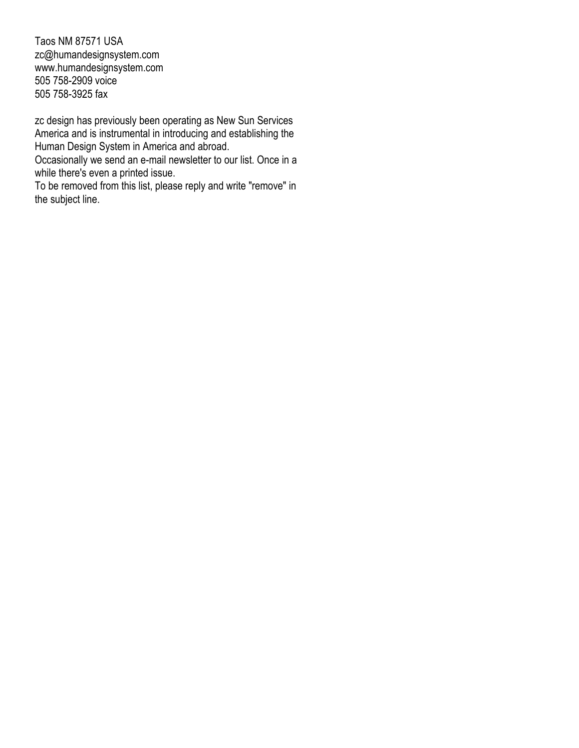Taos NM 87571 USA
zc@humandesignsystem.com
www.humandesignsystem.com
505 758-2909 voice
505 758-3925 fax

zc design has previously been operating as New Sun Services America and is instrumental in introducing and establishing the Human Design System in America and abroad.
Occasionally we send an e-mail newsletter to our list. Once in a while there's even a printed issue.
To be removed from this list, please reply and write "remove" in the subject line.